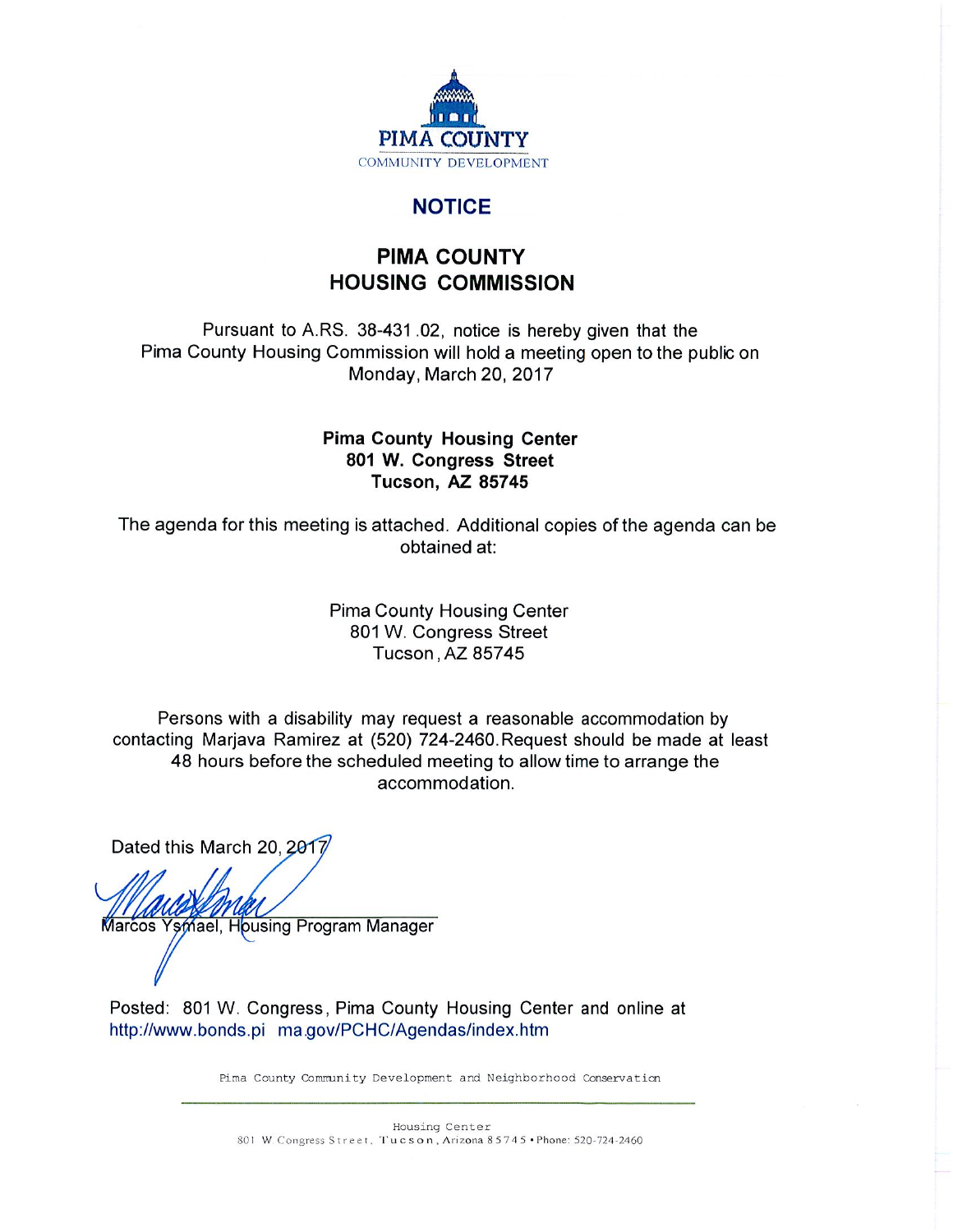PIMA COUNTY

COMMUNITY DEVELOPMENT

# NOTICE

## PIMA COUNTY HOUSING COMMISSION

Pursuant to A.RS. 38-431 .02, notice is hereby given that the Pima County Housing Commission will hold a meeting open to the public on Monday, March 20, 2017

**Pima County Housing Center**
**801 W. Congress Street**
**Tucson, AZ 85745**

The agenda for this meeting is attached. Additional copies of the agenda can be obtained at:

Pima County Housing Center
801 W. Congress Street
Tucson, AZ 85745

Persons with a disability may request a reasonable accommodation by contacting Marjava Ramirez at (520) 724-2460. Request should be made at least 48 hours before the scheduled meeting to allow time to arrange the accommodation.

Dated this March 20, 2017

Marcos Ysmael, Housing Program Manager

Posted: 801 W. Congress, Pima County Housing Center and online at http://www.bonds.pima.gov/PCHC/Agendas/index.htm

Pima County Community Development and Neighborhood Conservation

Housing Center
801 W Congress Street, Tucson, Arizona 85745 • Phone: 520-724-2460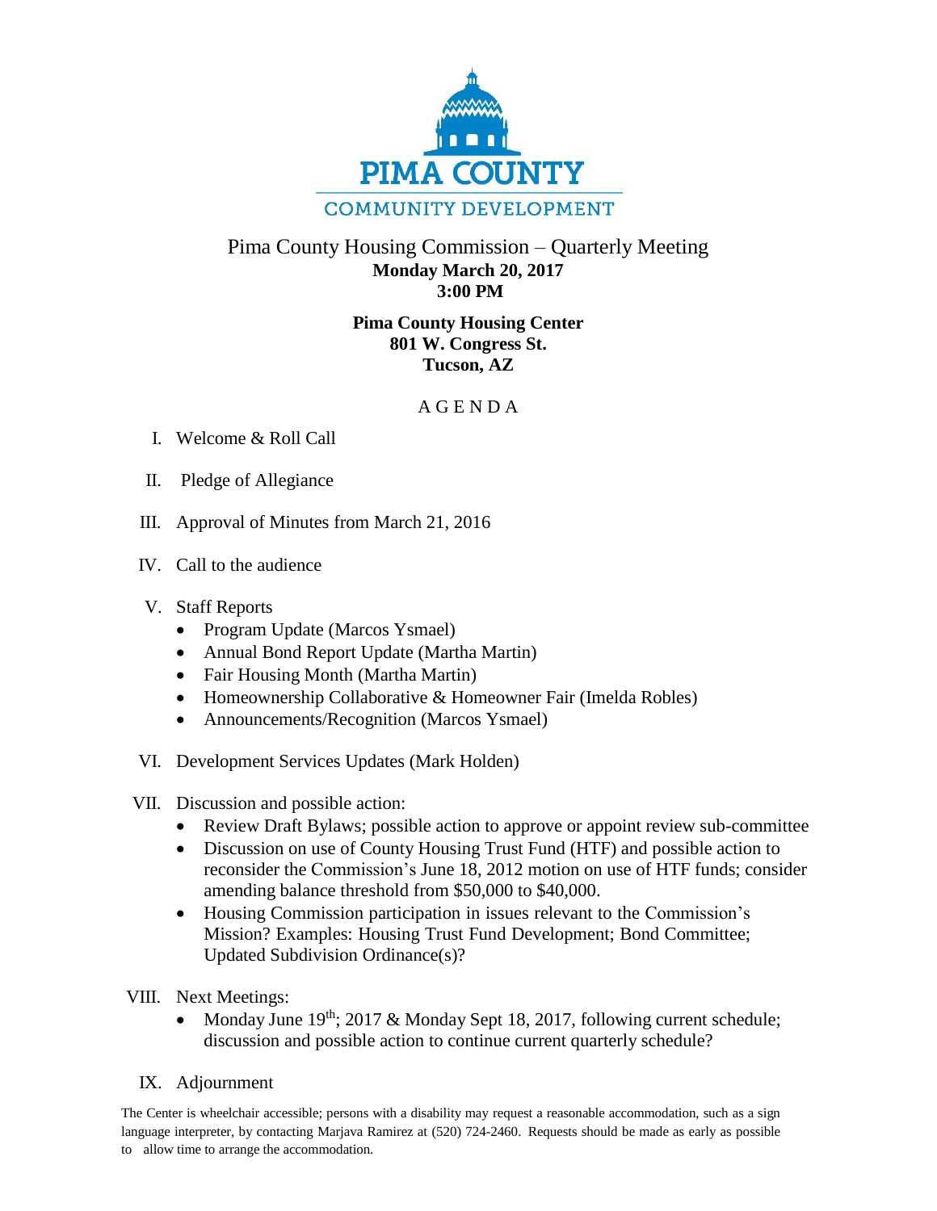PIMA COUNTY

COMMUNITY DEVELOPMENT

# Pima County Housing Commission – Quarterly Meeting

**Monday March 20, 2017**
**3:00 PM**

**Pima County Housing Center**
**801 W. Congress St.**
**Tucson, AZ**

## A G E N D A

I. Welcome & Roll Call

II. Pledge of Allegiance

III. Approval of Minutes from March 21, 2016

IV. Call to the audience

V. Staff Reports
- Program Update (Marcos Ysmael)
- Annual Bond Report Update (Martha Martin)
- Fair Housing Month (Martha Martin)
- Homeownership Collaborative & Homeowner Fair (Imelda Robles)
- Announcements/Recognition (Marcos Ysmael)

VI. Development Services Updates (Mark Holden)

VII. Discussion and possible action:
- Review Draft Bylaws; possible action to approve or appoint review sub-committee
- Discussion on use of County Housing Trust Fund (HTF) and possible action to reconsider the Commission's June 18, 2012 motion on use of HTF funds; consider amending balance threshold from $50,000 to $40,000.
- Housing Commission participation in issues relevant to the Commission's Mission? Examples: Housing Trust Fund Development; Bond Committee; Updated Subdivision Ordinance(s)?

VIII. Next Meetings:
- Monday June 19th; 2017 & Monday Sept 18, 2017, following current schedule; discussion and possible action to continue current quarterly schedule?

IX. Adjournment

The Center is wheelchair accessible; persons with a disability may request a reasonable accommodation, such as a sign language interpreter, by contacting Marjava Ramirez at (520) 724-2460. Requests should be made as early as possible to allow time to arrange the accommodation.